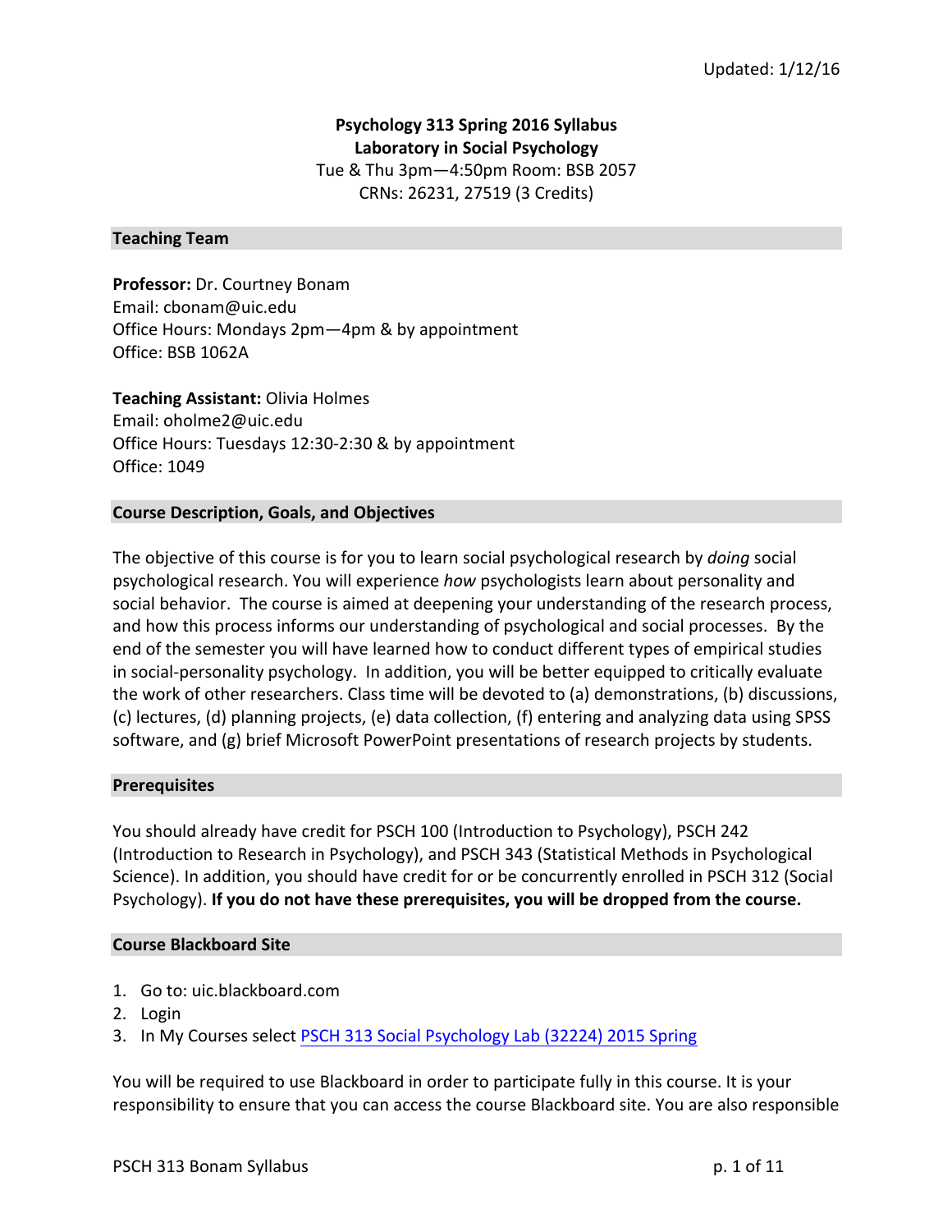Updated: 1/12/16

# Psychology 313 Spring 2016 Syllabus

**Laboratory in Social Psychology**

Tue & Thu 3pm—4:50pm Room: BSB 2057

CRNs: 26231, 27519 (3 Credits)

## Teaching Team

**Professor:** Dr. Courtney Bonam
Email: cbonam@uic.edu
Office Hours: Mondays 2pm—4pm & by appointment
Office: BSB 1062A

**Teaching Assistant:** Olivia Holmes
Email: oholme2@uic.edu
Office Hours: Tuesdays 12:30-2:30 & by appointment
Office: 1049

## Course Description, Goals, and Objectives

The objective of this course is for you to learn social psychological research by *doing* social psychological research. You will experience *how* psychologists learn about personality and social behavior. The course is aimed at deepening your understanding of the research process, and how this process informs our understanding of psychological and social processes. By the end of the semester you will have learned how to conduct different types of empirical studies in social-personality psychology. In addition, you will be better equipped to critically evaluate the work of other researchers. Class time will be devoted to (a) demonstrations, (b) discussions, (c) lectures, (d) planning projects, (e) data collection, (f) entering and analyzing data using SPSS software, and (g) brief Microsoft PowerPoint presentations of research projects by students.

## Prerequisites

You should already have credit for PSCH 100 (Introduction to Psychology), PSCH 242 (Introduction to Research in Psychology), and PSCH 343 (Statistical Methods in Psychological Science). In addition, you should have credit for or be concurrently enrolled in PSCH 312 (Social Psychology). **If you do not have these prerequisites, you will be dropped from the course.**

## Course Blackboard Site

1. Go to: uic.blackboard.com
2. Login
3. In My Courses select PSCH 313 Social Psychology Lab (32224) 2015 Spring

You will be required to use Blackboard in order to participate fully in this course. It is your responsibility to ensure that you can access the course Blackboard site. You are also responsible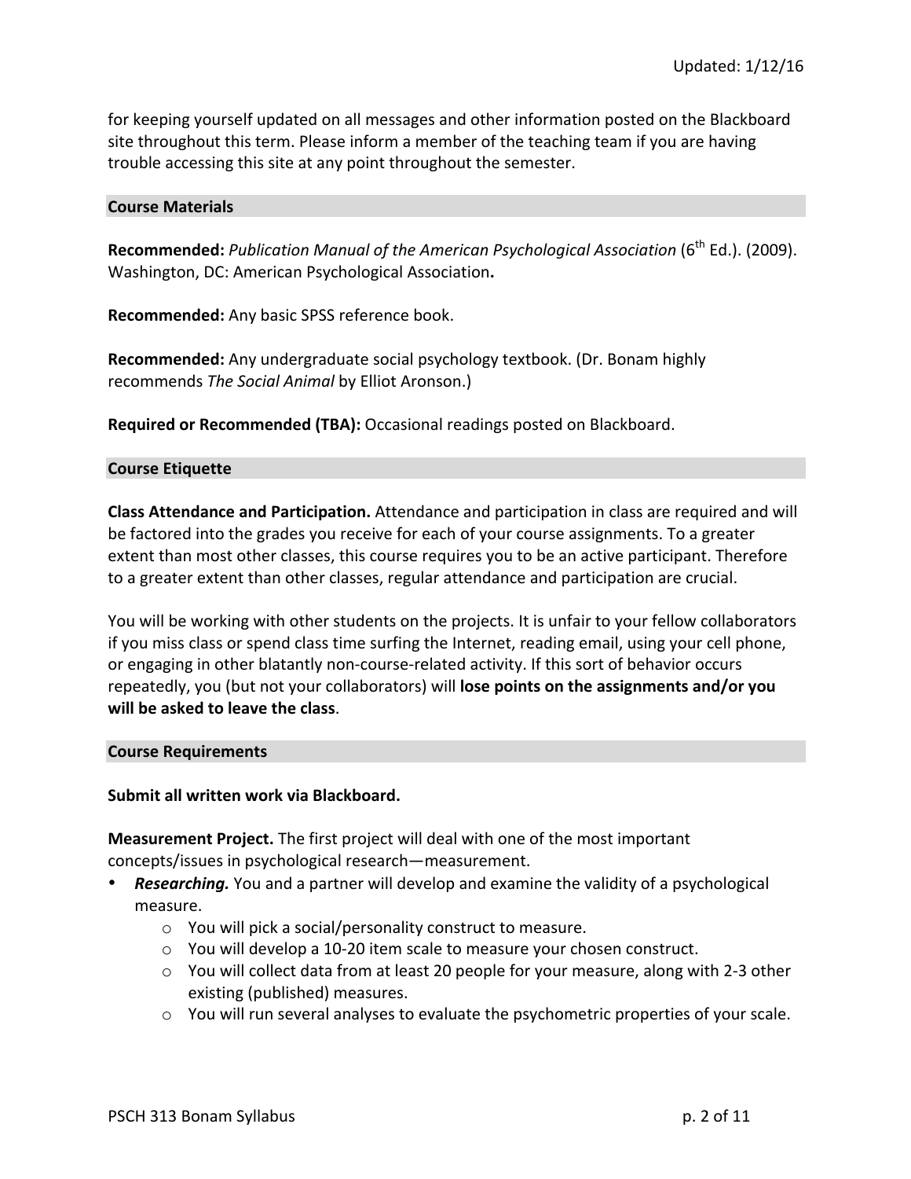for keeping yourself updated on all messages and other information posted on the Blackboard site throughout this term. Please inform a member of the teaching team if you are having trouble accessing this site at any point throughout the semester.

## Course Materials

**Recommended:** *Publication Manual of the American Psychological Association* (6th Ed.). (2009). Washington, DC: American Psychological Association**.**

**Recommended:** Any basic SPSS reference book.

**Recommended:** Any undergraduate social psychology textbook. (Dr. Bonam highly recommends *The Social Animal* by Elliot Aronson.)

**Required or Recommended (TBA):** Occasional readings posted on Blackboard.

## Course Etiquette

**Class Attendance and Participation.** Attendance and participation in class are required and will be factored into the grades you receive for each of your course assignments. To a greater extent than most other classes, this course requires you to be an active participant. Therefore to a greater extent than other classes, regular attendance and participation are crucial.

You will be working with other students on the projects. It is unfair to your fellow collaborators if you miss class or spend class time surfing the Internet, reading email, using your cell phone, or engaging in other blatantly non-course-related activity. If this sort of behavior occurs repeatedly, you (but not your collaborators) will **lose points on the assignments and/or you will be asked to leave the class**.

## Course Requirements

**Submit all written work via Blackboard.**

**Measurement Project.** The first project will deal with one of the most important concepts/issues in psychological research—measurement.

- ***Researching.*** You and a partner will develop and examine the validity of a psychological measure.
  - You will pick a social/personality construct to measure.
  - You will develop a 10-20 item scale to measure your chosen construct.
  - You will collect data from at least 20 people for your measure, along with 2-3 other existing (published) measures.
  - You will run several analyses to evaluate the psychometric properties of your scale.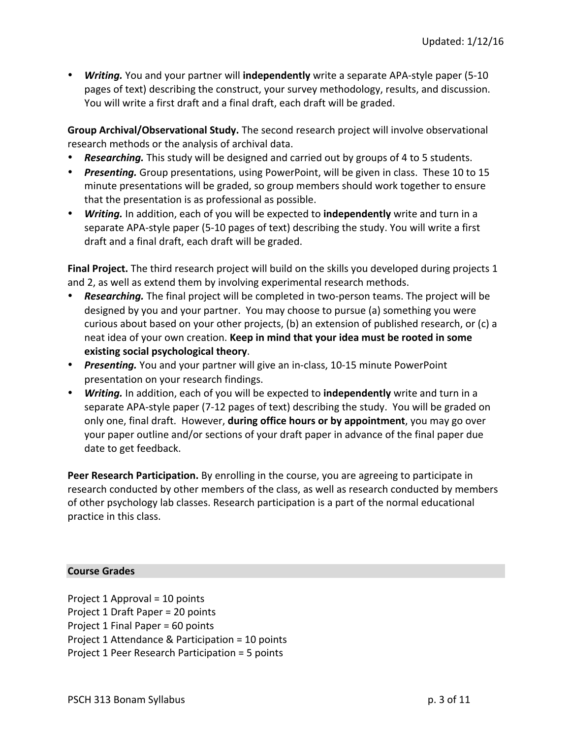- ***Writing.*** You and your partner will **independently** write a separate APA-style paper (5-10 pages of text) describing the construct, your survey methodology, results, and discussion. You will write a first draft and a final draft, each draft will be graded.

**Group Archival/Observational Study.** The second research project will involve observational research methods or the analysis of archival data.

- ***Researching.*** This study will be designed and carried out by groups of 4 to 5 students.
- ***Presenting.*** Group presentations, using PowerPoint, will be given in class. These 10 to 15 minute presentations will be graded, so group members should work together to ensure that the presentation is as professional as possible.
- ***Writing.*** In addition, each of you will be expected to **independently** write and turn in a separate APA-style paper (5-10 pages of text) describing the study. You will write a first draft and a final draft, each draft will be graded.

**Final Project.** The third research project will build on the skills you developed during projects 1 and 2, as well as extend them by involving experimental research methods.

- ***Researching.*** The final project will be completed in two-person teams. The project will be designed by you and your partner. You may choose to pursue (a) something you were curious about based on your other projects, (b) an extension of published research, or (c) a neat idea of your own creation. **Keep in mind that your idea must be rooted in some existing social psychological theory**.
- ***Presenting.*** You and your partner will give an in-class, 10-15 minute PowerPoint presentation on your research findings.
- ***Writing.*** In addition, each of you will be expected to **independently** write and turn in a separate APA-style paper (7-12 pages of text) describing the study. You will be graded on only one, final draft. However, **during office hours or by appointment**, you may go over your paper outline and/or sections of your draft paper in advance of the final paper due date to get feedback.

**Peer Research Participation.** By enrolling in the course, you are agreeing to participate in research conducted by other members of the class, as well as research conducted by members of other psychology lab classes. Research participation is a part of the normal educational practice in this class.

## Course Grades

Project 1 Approval = 10 points
Project 1 Draft Paper = 20 points
Project 1 Final Paper = 60 points
Project 1 Attendance & Participation = 10 points
Project 1 Peer Research Participation = 5 points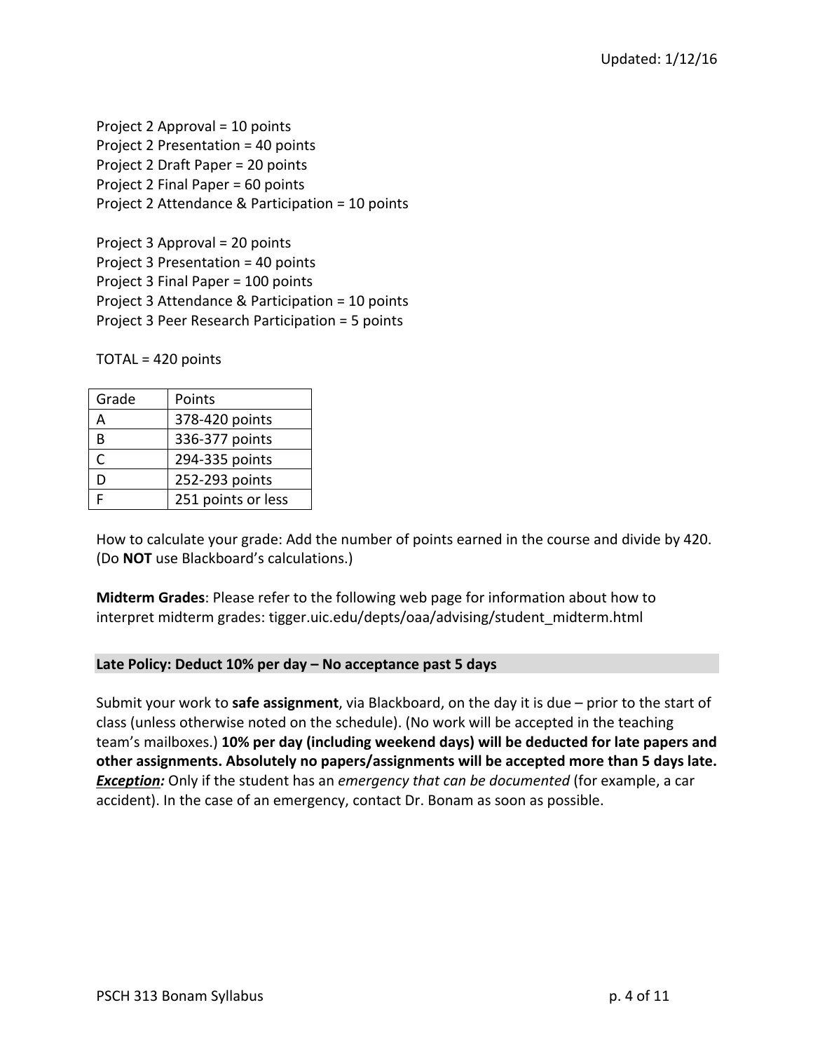Project 2 Approval = 10 points
Project 2 Presentation = 40 points
Project 2 Draft Paper = 20 points
Project 2 Final Paper = 60 points
Project 2 Attendance & Participation = 10 points

Project 3 Approval = 20 points
Project 3 Presentation = 40 points
Project 3 Final Paper = 100 points
Project 3 Attendance & Participation = 10 points
Project 3 Peer Research Participation = 5 points

TOTAL = 420 points

| Grade | Points |
|---|---|
| A | 378-420 points |
| B | 336-377 points |
| C | 294-335 points |
| D | 252-293 points |
| F | 251 points or less |

How to calculate your grade: Add the number of points earned in the course and divide by 420. (Do **NOT** use Blackboard's calculations.)

**Midterm Grades**: Please refer to the following web page for information about how to interpret midterm grades: tigger.uic.edu/depts/oaa/advising/student_midterm.html

## Late Policy: Deduct 10% per day – No acceptance past 5 days

Submit your work to **safe assignment**, via Blackboard, on the day it is due – prior to the start of class (unless otherwise noted on the schedule). (No work will be accepted in the teaching team's mailboxes.) **10% per day (including weekend days) will be deducted for late papers and other assignments. Absolutely no papers/assignments will be accepted more than 5 days late.** ***Exception:*** Only if the student has an *emergency that can be documented* (for example, a car accident). In the case of an emergency, contact Dr. Bonam as soon as possible.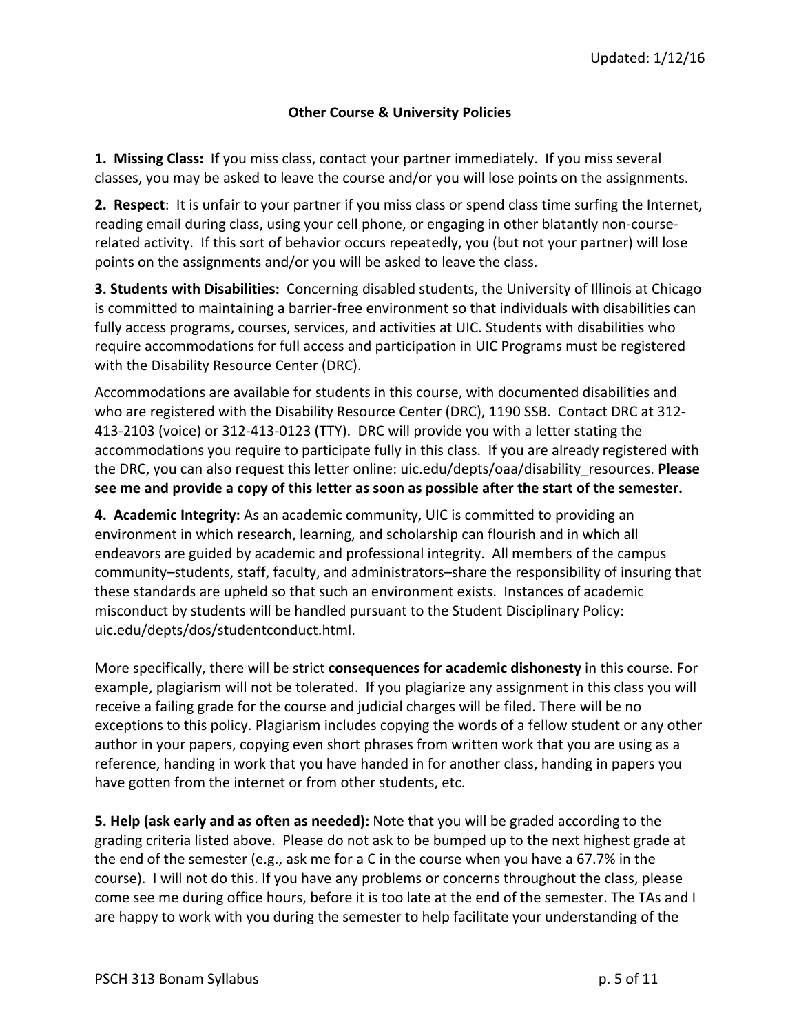## Other Course & University Policies

**1. Missing Class:** If you miss class, contact your partner immediately. If you miss several classes, you may be asked to leave the course and/or you will lose points on the assignments.

**2. Respect**: It is unfair to your partner if you miss class or spend class time surfing the Internet, reading email during class, using your cell phone, or engaging in other blatantly non-course-related activity. If this sort of behavior occurs repeatedly, you (but not your partner) will lose points on the assignments and/or you will be asked to leave the class.

**3. Students with Disabilities:** Concerning disabled students, the University of Illinois at Chicago is committed to maintaining a barrier-free environment so that individuals with disabilities can fully access programs, courses, services, and activities at UIC. Students with disabilities who require accommodations for full access and participation in UIC Programs must be registered with the Disability Resource Center (DRC).

Accommodations are available for students in this course, with documented disabilities and who are registered with the Disability Resource Center (DRC), 1190 SSB. Contact DRC at 312-413-2103 (voice) or 312-413-0123 (TTY). DRC will provide you with a letter stating the accommodations you require to participate fully in this class. If you are already registered with the DRC, you can also request this letter online: uic.edu/depts/oaa/disability_resources. **Please see me and provide a copy of this letter as soon as possible after the start of the semester.**

**4. Academic Integrity:** As an academic community, UIC is committed to providing an environment in which research, learning, and scholarship can flourish and in which all endeavors are guided by academic and professional integrity. All members of the campus community–students, staff, faculty, and administrators–share the responsibility of insuring that these standards are upheld so that such an environment exists. Instances of academic misconduct by students will be handled pursuant to the Student Disciplinary Policy: uic.edu/depts/dos/studentconduct.html.

More specifically, there will be strict **consequences for academic dishonesty** in this course. For example, plagiarism will not be tolerated. If you plagiarize any assignment in this class you will receive a failing grade for the course and judicial charges will be filed. There will be no exceptions to this policy. Plagiarism includes copying the words of a fellow student or any other author in your papers, copying even short phrases from written work that you are using as a reference, handing in work that you have handed in for another class, handing in papers you have gotten from the internet or from other students, etc.

**5. Help (ask early and as often as needed):** Note that you will be graded according to the grading criteria listed above. Please do not ask to be bumped up to the next highest grade at the end of the semester (e.g., ask me for a C in the course when you have a 67.7% in the course). I will not do this. If you have any problems or concerns throughout the class, please come see me during office hours, before it is too late at the end of the semester. The TAs and I are happy to work with you during the semester to help facilitate your understanding of the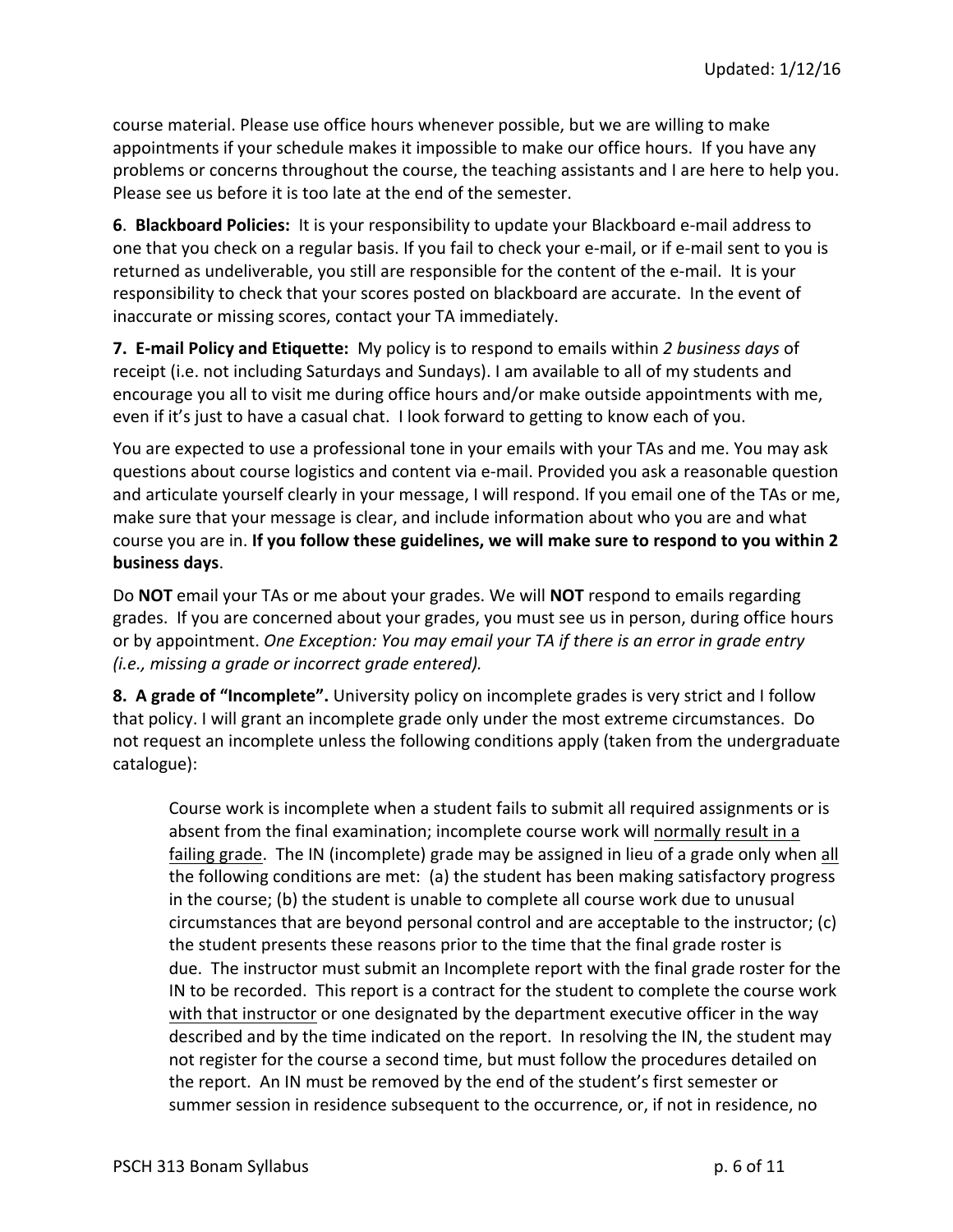course material. Please use office hours whenever possible, but we are willing to make appointments if your schedule makes it impossible to make our office hours. If you have any problems or concerns throughout the course, the teaching assistants and I are here to help you. Please see us before it is too late at the end of the semester.

**6. Blackboard Policies:** It is your responsibility to update your Blackboard e-mail address to one that you check on a regular basis. If you fail to check your e-mail, or if e-mail sent to you is returned as undeliverable, you still are responsible for the content of the e-mail. It is your responsibility to check that your scores posted on blackboard are accurate. In the event of inaccurate or missing scores, contact your TA immediately.

**7. E-mail Policy and Etiquette:** My policy is to respond to emails within *2 business days* of receipt (i.e. not including Saturdays and Sundays). I am available to all of my students and encourage you all to visit me during office hours and/or make outside appointments with me, even if it's just to have a casual chat. I look forward to getting to know each of you.

You are expected to use a professional tone in your emails with your TAs and me. You may ask questions about course logistics and content via e-mail. Provided you ask a reasonable question and articulate yourself clearly in your message, I will respond. If you email one of the TAs or me, make sure that your message is clear, and include information about who you are and what course you are in. **If you follow these guidelines, we will make sure to respond to you within 2 business days**.

Do **NOT** email your TAs or me about your grades. We will **NOT** respond to emails regarding grades. If you are concerned about your grades, you must see us in person, during office hours or by appointment. *One Exception: You may email your TA if there is an error in grade entry (i.e., missing a grade or incorrect grade entered).*

**8. A grade of "Incomplete".** University policy on incomplete grades is very strict and I follow that policy. I will grant an incomplete grade only under the most extreme circumstances. Do not request an incomplete unless the following conditions apply (taken from the undergraduate catalogue):

> Course work is incomplete when a student fails to submit all required assignments or is absent from the final examination; incomplete course work will normally result in a failing grade. The IN (incomplete) grade may be assigned in lieu of a grade only when all the following conditions are met: (a) the student has been making satisfactory progress in the course; (b) the student is unable to complete all course work due to unusual circumstances that are beyond personal control and are acceptable to the instructor; (c) the student presents these reasons prior to the time that the final grade roster is due. The instructor must submit an Incomplete report with the final grade roster for the IN to be recorded. This report is a contract for the student to complete the course work with that instructor or one designated by the department executive officer in the way described and by the time indicated on the report. In resolving the IN, the student may not register for the course a second time, but must follow the procedures detailed on the report. An IN must be removed by the end of the student's first semester or summer session in residence subsequent to the occurrence, or, if not in residence, no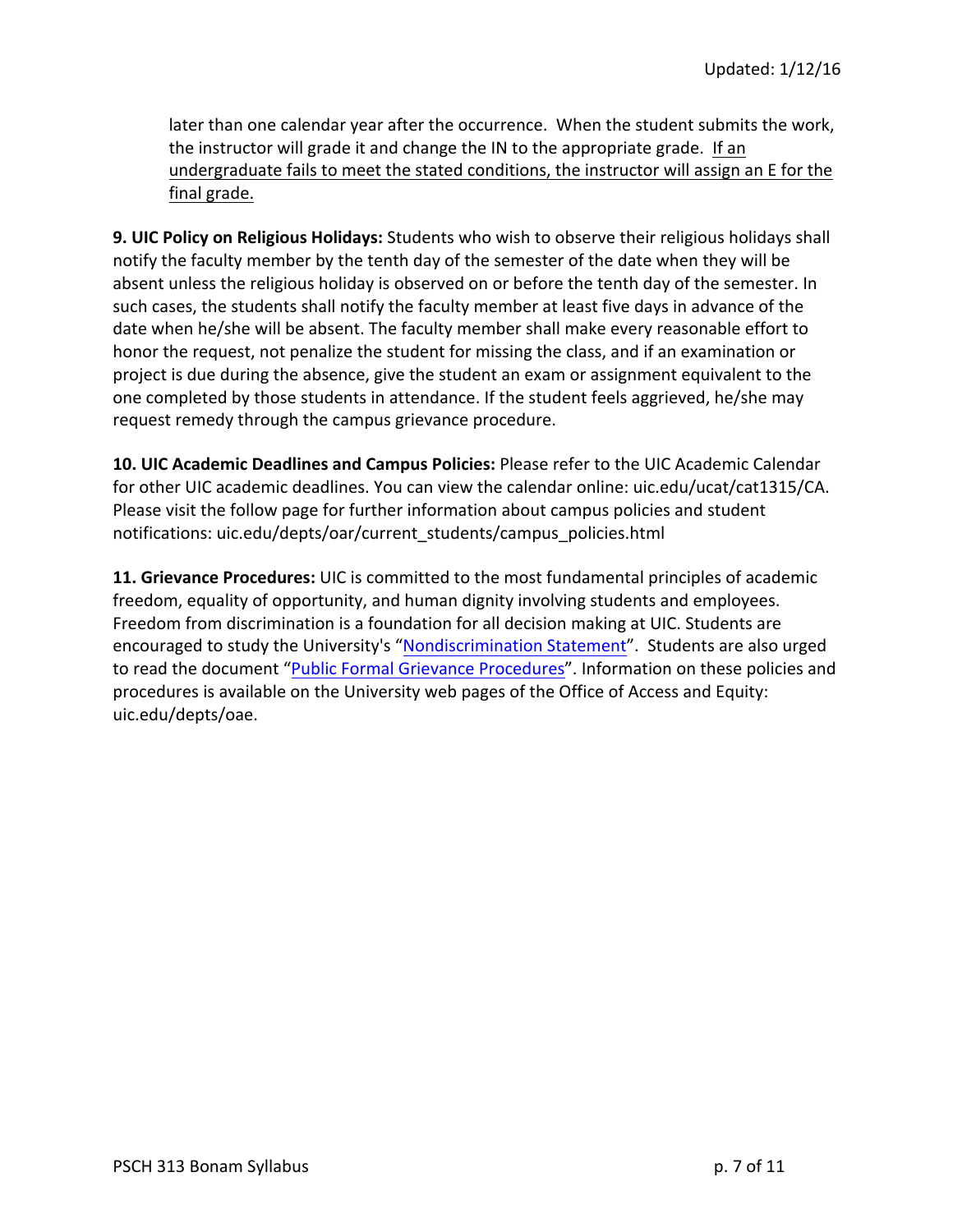later than one calendar year after the occurrence. When the student submits the work, the instructor will grade it and change the IN to the appropriate grade. If an undergraduate fails to meet the stated conditions, the instructor will assign an E for the final grade.

**9. UIC Policy on Religious Holidays:** Students who wish to observe their religious holidays shall notify the faculty member by the tenth day of the semester of the date when they will be absent unless the religious holiday is observed on or before the tenth day of the semester. In such cases, the students shall notify the faculty member at least five days in advance of the date when he/she will be absent. The faculty member shall make every reasonable effort to honor the request, not penalize the student for missing the class, and if an examination or project is due during the absence, give the student an exam or assignment equivalent to the one completed by those students in attendance. If the student feels aggrieved, he/she may request remedy through the campus grievance procedure.

**10. UIC Academic Deadlines and Campus Policies:** Please refer to the UIC Academic Calendar for other UIC academic deadlines. You can view the calendar online: uic.edu/ucat/cat1315/CA. Please visit the follow page for further information about campus policies and student notifications: uic.edu/depts/oar/current_students/campus_policies.html

**11. Grievance Procedures:** UIC is committed to the most fundamental principles of academic freedom, equality of opportunity, and human dignity involving students and employees. Freedom from discrimination is a foundation for all decision making at UIC. Students are encouraged to study the University's "Nondiscrimination Statement". Students are also urged to read the document "Public Formal Grievance Procedures". Information on these policies and procedures is available on the University web pages of the Office of Access and Equity: uic.edu/depts/oae.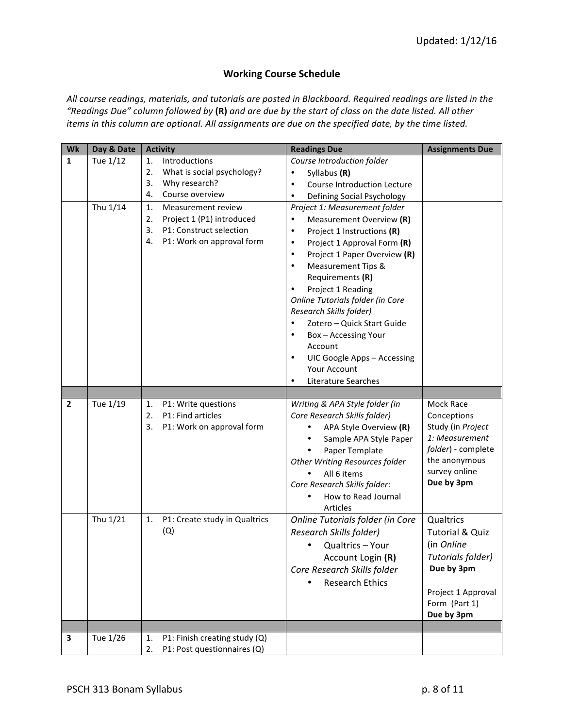Updated: 1/12/16

## Working Course Schedule

*All course readings, materials, and tutorials are posted in Blackboard. Required readings are listed in the "Readings Due" column followed by* **(R)** *and are due by the start of class on the date listed. All other items in this column are optional. All assignments are due on the specified date, by the time listed.*

| Wk | Day & Date | Activity | Readings Due | Assignments Due |
|---|---|---|---|---|
| **1** | Tue 1/12 | 1. Introductions<br>2. What is social psychology?<br>3. Why research?<br>4. Course overview | *Course Introduction folder*<br>• Syllabus **(R)**<br>• Course Introduction Lecture<br>• Defining Social Psychology | |
| | Thu 1/14 | 1. Measurement review<br>2. Project 1 (P1) introduced<br>3. P1: Construct selection<br>4. P1: Work on approval form | *Project 1: Measurement folder*<br>• Measurement Overview **(R)**<br>• Project 1 Instructions **(R)**<br>• Project 1 Approval Form **(R)**<br>• Project 1 Paper Overview **(R)**<br>• Measurement Tips & Requirements **(R)**<br>• Project 1 Reading<br>*Online Tutorials folder (in Core Research Skills folder)*<br>• Zotero – Quick Start Guide<br>• Box – Accessing Your Account<br>• UIC Google Apps – Accessing Your Account<br>• Literature Searches | |
| | | | | |
| **2** | Tue 1/19 | 1. P1: Write questions<br>2. P1: Find articles<br>3. P1: Work on approval form | *Writing & APA Style folder (in Core Research Skills folder)*<br>• APA Style Overview **(R)**<br>• Sample APA Style Paper<br>• Paper Template<br>*Other Writing Resources folder*<br>• All 6 items<br>*Core Research Skills folder*:<br>• How to Read Journal Articles | Mock Race Conceptions Study (in *Project 1: Measurement folder*) - complete the anonymous survey online<br>**Due by 3pm** |
| | Thu 1/21 | 1. P1: Create study in Qualtrics (Q) | *Online Tutorials folder (in Core Research Skills folder)*<br>• Qualtrics – Your Account Login **(R)**<br>*Core Research Skills folder*<br>• Research Ethics | Qualtrics Tutorial & Quiz (in *Online Tutorials folder)*<br>**Due by 3pm**<br><br>Project 1 Approval Form (Part 1)<br>**Due by 3pm** |
| | | | | |
| **3** | Tue 1/26 | 1. P1: Finish creating study (Q)<br>2. P1: Post questionnaires (Q) | | |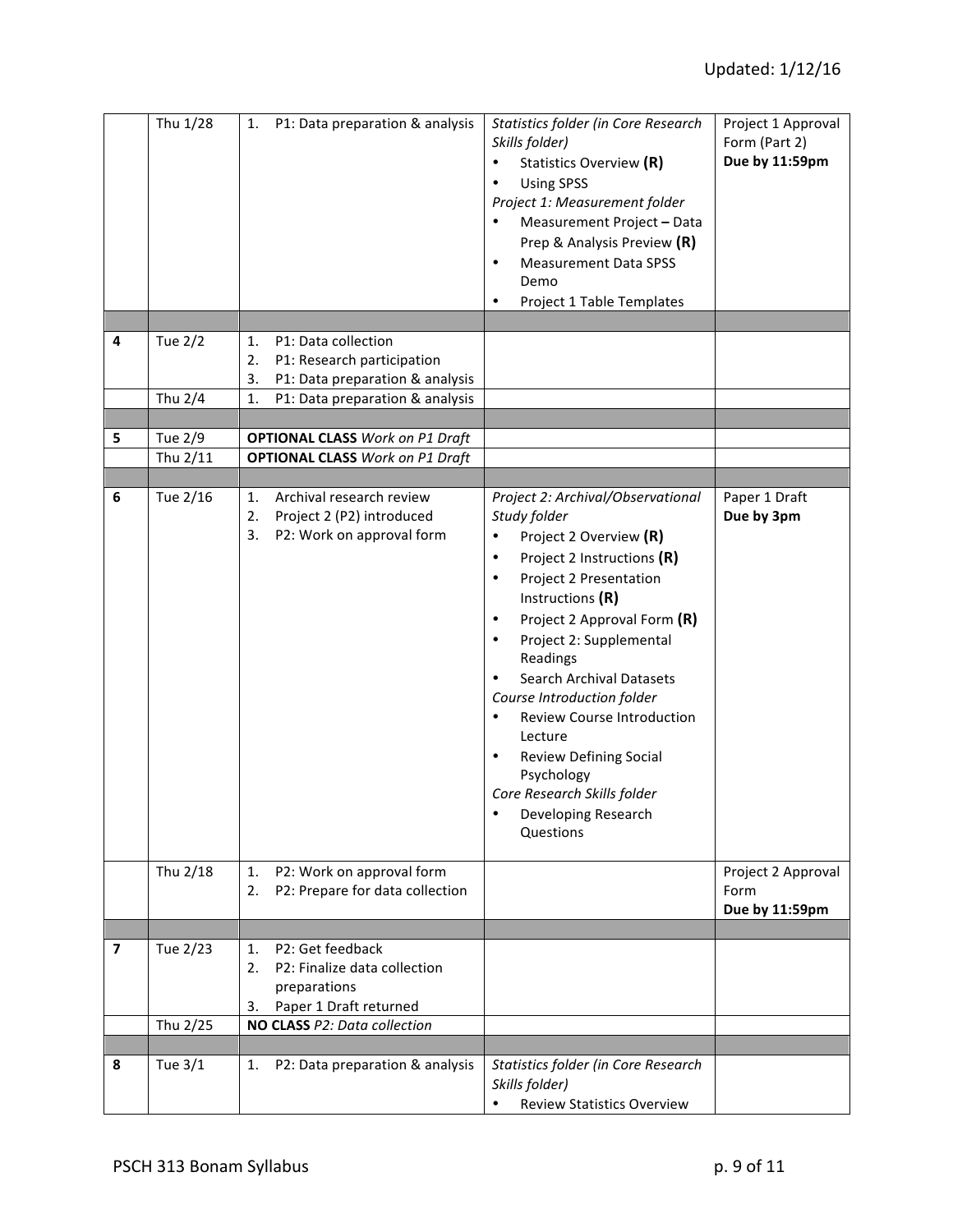| | | | | |
|---|---|---|---|---|
| | Thu 1/28 | 1. P1: Data preparation & analysis | *Statistics folder (in Core Research Skills folder)*<br>• Statistics Overview **(R)**<br>• Using SPSS<br>*Project 1: Measurement folder*<br>• Measurement Project **–** Data Prep & Analysis Preview **(R)**<br>• Measurement Data SPSS Demo<br>• Project 1 Table Templates | Project 1 Approval Form (Part 2)<br>**Due by 11:59pm** |
| | | | | |
| **4** | Tue 2/2 | 1. P1: Data collection<br>2. P1: Research participation<br>3. P1: Data preparation & analysis | | |
| | Thu 2/4 | 1. P1: Data preparation & analysis | | |
| | | | | |
| **5** | Tue 2/9 | **OPTIONAL CLASS** *Work on P1 Draft* | | |
| | Thu 2/11 | **OPTIONAL CLASS** *Work on P1 Draft* | | |
| | | | | |
| **6** | Tue 2/16 | 1. Archival research review<br>2. Project 2 (P2) introduced<br>3. P2: Work on approval form | *Project 2: Archival/Observational Study folder*<br>• Project 2 Overview **(R)**<br>• Project 2 Instructions **(R)**<br>• Project 2 Presentation Instructions **(R)**<br>• Project 2 Approval Form **(R)**<br>• Project 2: Supplemental Readings<br>• Search Archival Datasets<br>*Course Introduction folder*<br>• Review Course Introduction Lecture<br>• Review Defining Social Psychology<br>*Core Research Skills folder*<br>• Developing Research Questions | Paper 1 Draft<br>**Due by 3pm** |
| | Thu 2/18 | 1. P2: Work on approval form<br>2. P2: Prepare for data collection | | Project 2 Approval Form<br>**Due by 11:59pm** |
| | | | | |
| **7** | Tue 2/23 | 1. P2: Get feedback<br>2. P2: Finalize data collection preparations<br>3. Paper 1 Draft returned | | |
| | Thu 2/25 | **NO CLASS** *P2: Data collection* | | |
| | | | | |
| **8** | Tue 3/1 | 1. P2: Data preparation & analysis | *Statistics folder (in Core Research Skills folder)*<br>• Review Statistics Overview | |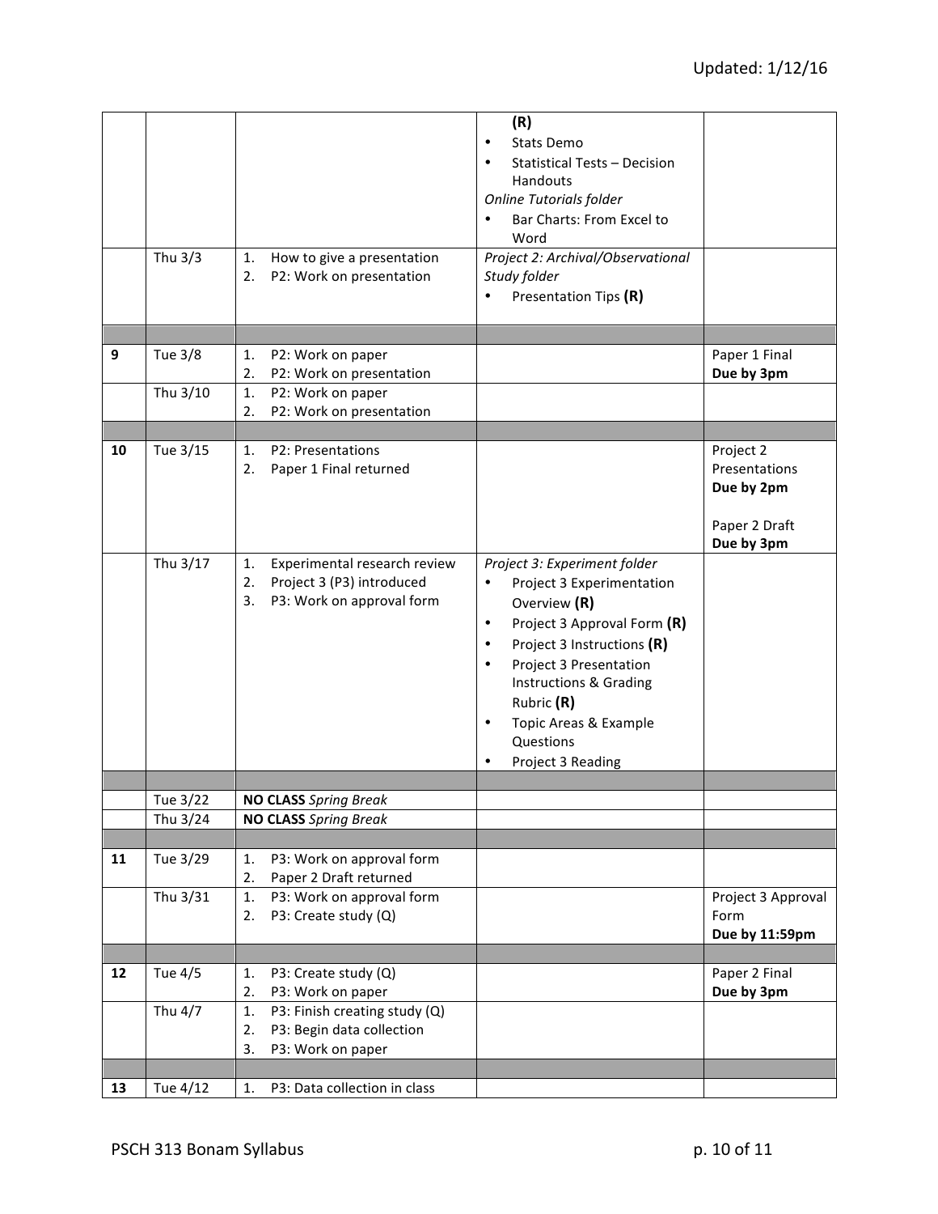| | | | | |
|---|---|---|---|---|
| | | | **(R)**<br>• Stats Demo<br>• Statistical Tests – Decision Handouts<br>*Online Tutorials folder*<br>• Bar Charts: From Excel to Word | |
| | Thu 3/3 | 1. How to give a presentation<br>2. P2: Work on presentation | *Project 2: Archival/Observational Study folder*<br>• Presentation Tips **(R)** | |
| | | | | |
| **9** | Tue 3/8 | 1. P2: Work on paper<br>2. P2: Work on presentation | | Paper 1 Final<br>**Due by 3pm** |
| | Thu 3/10 | 1. P2: Work on paper<br>2. P2: Work on presentation | | |
| | | | | |
| **10** | Tue 3/15 | 1. P2: Presentations<br>2. Paper 1 Final returned | | Project 2 Presentations<br>**Due by 2pm**<br><br>Paper 2 Draft<br>**Due by 3pm** |
| | Thu 3/17 | 1. Experimental research review<br>2. Project 3 (P3) introduced<br>3. P3: Work on approval form | *Project 3: Experiment folder*<br>• Project 3 Experimentation Overview **(R)**<br>• Project 3 Approval Form **(R)**<br>• Project 3 Instructions **(R)**<br>• Project 3 Presentation Instructions & Grading Rubric **(R)**<br>• Topic Areas & Example Questions<br>• Project 3 Reading | |
| | | | | |
| | Tue 3/22 | **NO CLASS** *Spring Break* | | |
| | Thu 3/24 | **NO CLASS** *Spring Break* | | |
| | | | | |
| **11** | Tue 3/29 | 1. P3: Work on approval form<br>2. Paper 2 Draft returned | | |
| | Thu 3/31 | 1. P3: Work on approval form<br>2. P3: Create study (Q) | | Project 3 Approval Form<br>**Due by 11:59pm** |
| | | | | |
| **12** | Tue 4/5 | 1. P3: Create study (Q)<br>2. P3: Work on paper | | Paper 2 Final<br>**Due by 3pm** |
| | Thu 4/7 | 1. P3: Finish creating study (Q)<br>2. P3: Begin data collection<br>3. P3: Work on paper | | |
| | | | | |
| **13** | Tue 4/12 | 1. P3: Data collection in class | | |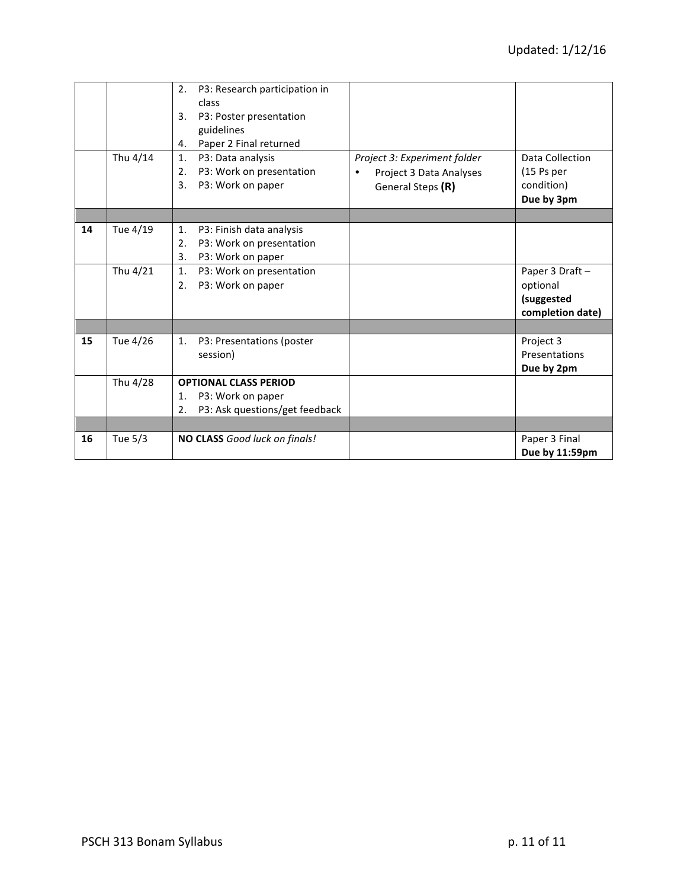| | | | | |
|---|---|---|---|---|
| | | 2. P3: Research participation in class<br>3. P3: Poster presentation guidelines<br>4. Paper 2 Final returned | | |
| | Thu 4/14 | 1. P3: Data analysis<br>2. P3: Work on presentation<br>3. P3: Work on paper | *Project 3: Experiment folder*<br>• Project 3 Data Analyses General Steps **(R)** | Data Collection (15 Ps per condition)<br>**Due by 3pm** |
| | | | | |
| **14** | Tue 4/19 | 1. P3: Finish data analysis<br>2. P3: Work on presentation<br>3. P3: Work on paper | | |
| | Thu 4/21 | 1. P3: Work on presentation<br>2. P3: Work on paper | | Paper 3 Draft – optional<br>**(suggested completion date)** |
| | | | | |
| **15** | Tue 4/26 | 1. P3: Presentations (poster session) | | Project 3 Presentations<br>**Due by 2pm** |
| | Thu 4/28 | **OPTIONAL CLASS PERIOD**<br>1. P3: Work on paper<br>2. P3: Ask questions/get feedback | | |
| | | | | |
| **16** | Tue 5/3 | **NO CLASS** *Good luck on finals!* | | Paper 3 Final<br>**Due by 11:59pm** |